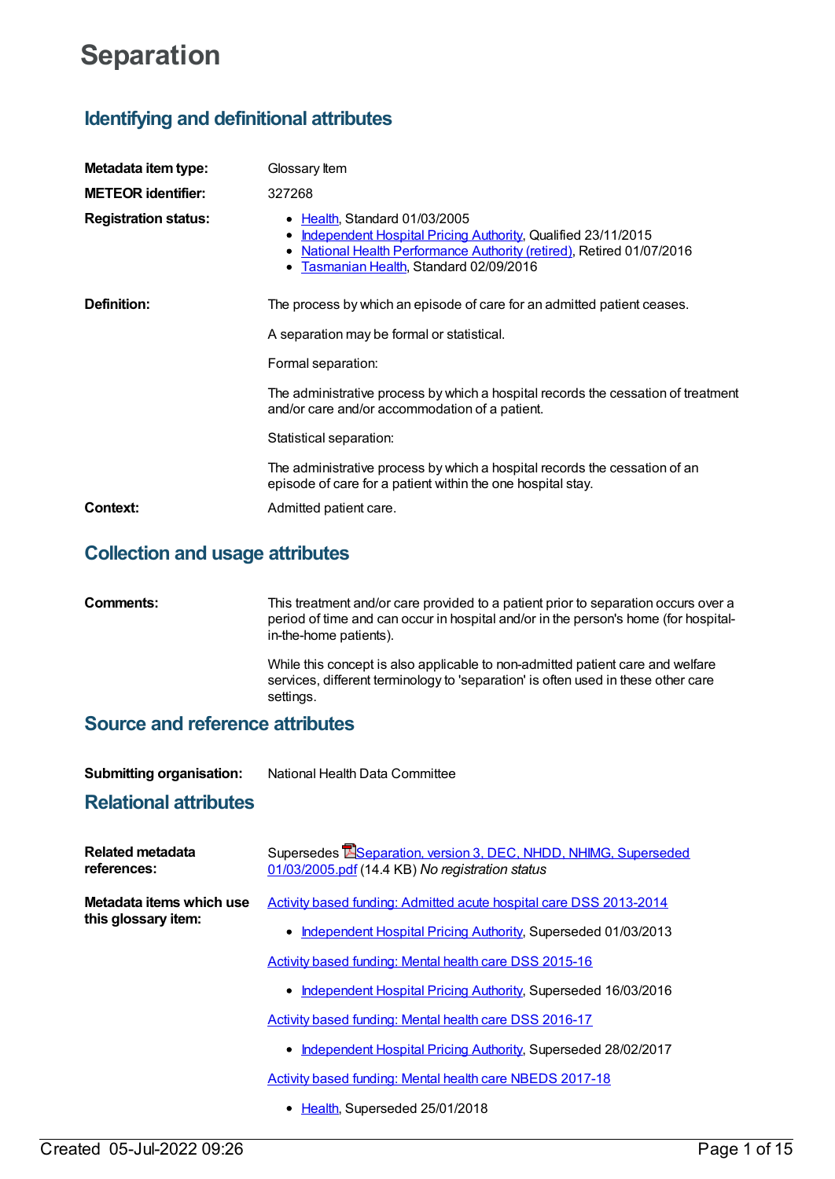# Separation

## Identifying and definitional attributes

**Metadata item type:** Glossary Item

**METEOR identifier:** 327268

**Registration status:**

- Health, Standard 01/03/2005
- Independent Hospital Pricing Authority, Qualified 23/11/2015
- National Health Performance Authority (retired), Retired 01/07/2016
- Tasmanian Health, Standard 02/09/2016

**Definition:** The process by which an episode of care for an admitted patient ceases.

A separation may be formal or statistical.

Formal separation:

The administrative process by which a hospital records the cessation of treatment and/or care and/or accommodation of a patient.

Statistical separation:

The administrative process by which a hospital records the cessation of an episode of care for a patient within the one hospital stay.

**Context:** Admitted patient care.

## Collection and usage attributes

**Comments:** This treatment and/or care provided to a patient prior to separation occurs over a period of time and can occur in hospital and/or in the person's home (for hospital-in-the-home patients).

While this concept is also applicable to non-admitted patient care and welfare services, different terminology to 'separation' is often used in these other care settings.

## Source and reference attributes

**Submitting organisation:** National Health Data Committee

## Relational attributes

**Related metadata references:** Supersedes Separation, version 3, DEC, NHDD, NHIMG, Superseded 01/03/2005.pdf (14.4 KB) *No registration status*

**Metadata items which use this glossary item:**

Activity based funding: Admitted acute hospital care DSS 2013-2014

- Independent Hospital Pricing Authority, Superseded 01/03/2013

Activity based funding: Mental health care DSS 2015-16

- Independent Hospital Pricing Authority, Superseded 16/03/2016

Activity based funding: Mental health care DSS 2016-17

- Independent Hospital Pricing Authority, Superseded 28/02/2017

Activity based funding: Mental health care NBEDS 2017-18

- Health, Superseded 25/01/2018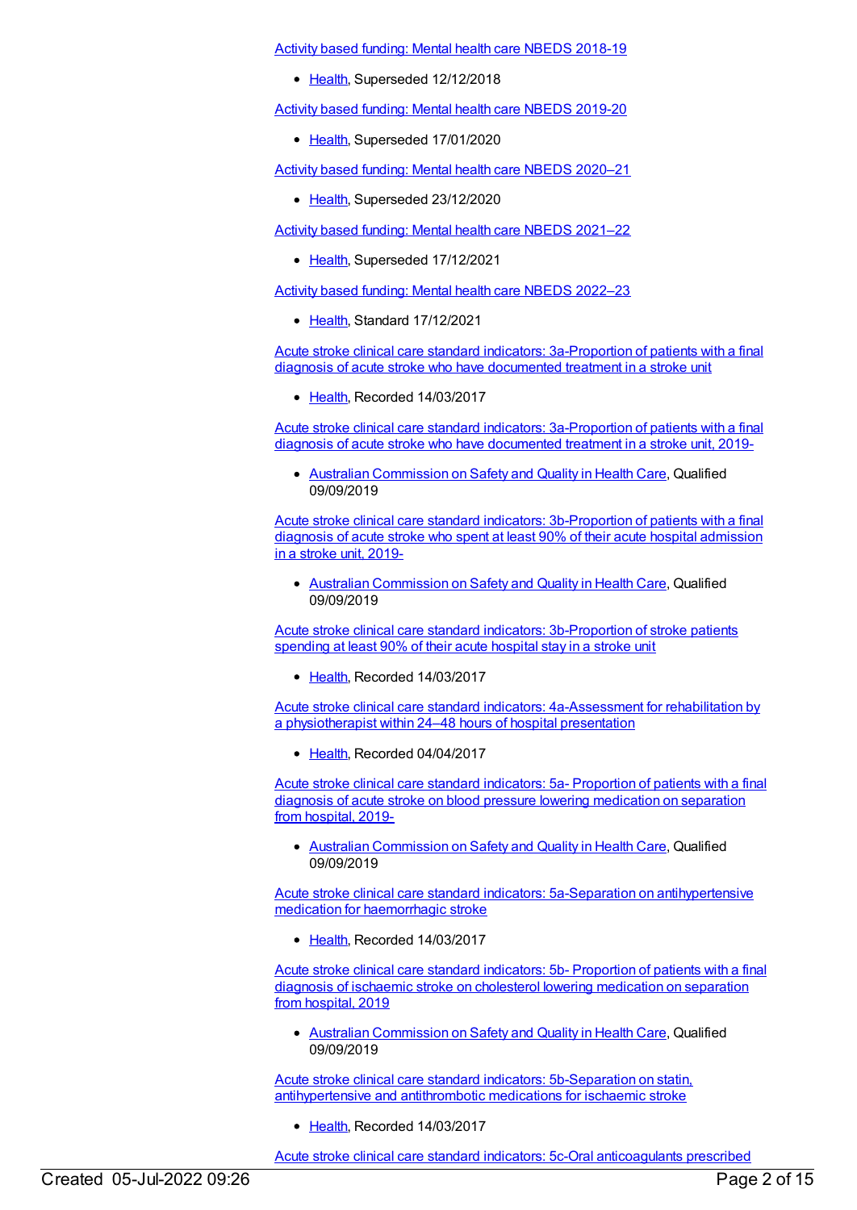Activity based funding: Mental health care NBEDS 2018-19

- Health, Superseded 12/12/2018

Activity based funding: Mental health care NBEDS 2019-20

- Health, Superseded 17/01/2020

Activity based funding: Mental health care NBEDS 2020–21

- Health, Superseded 23/12/2020

Activity based funding: Mental health care NBEDS 2021–22

- Health, Superseded 17/12/2021

Activity based funding: Mental health care NBEDS 2022–23

- Health, Standard 17/12/2021

Acute stroke clinical care standard indicators: 3a-Proportion of patients with a final diagnosis of acute stroke who have documented treatment in a stroke unit

- Health, Recorded 14/03/2017

Acute stroke clinical care standard indicators: 3a-Proportion of patients with a final diagnosis of acute stroke who have documented treatment in a stroke unit, 2019-

- Australian Commission on Safety and Quality in Health Care, Qualified 09/09/2019

Acute stroke clinical care standard indicators: 3b-Proportion of patients with a final diagnosis of acute stroke who spent at least 90% of their acute hospital admission in a stroke unit, 2019-

- Australian Commission on Safety and Quality in Health Care, Qualified 09/09/2019

Acute stroke clinical care standard indicators: 3b-Proportion of stroke patients spending at least 90% of their acute hospital stay in a stroke unit

- Health, Recorded 14/03/2017

Acute stroke clinical care standard indicators: 4a-Assessment for rehabilitation by a physiotherapist within 24–48 hours of hospital presentation

- Health, Recorded 04/04/2017

Acute stroke clinical care standard indicators: 5a- Proportion of patients with a final diagnosis of acute stroke on blood pressure lowering medication on separation from hospital, 2019-

- Australian Commission on Safety and Quality in Health Care, Qualified 09/09/2019

Acute stroke clinical care standard indicators: 5a-Separation on antihypertensive medication for haemorrhagic stroke

- Health, Recorded 14/03/2017

Acute stroke clinical care standard indicators: 5b- Proportion of patients with a final diagnosis of ischaemic stroke on cholesterol lowering medication on separation from hospital, 2019

- Australian Commission on Safety and Quality in Health Care, Qualified 09/09/2019

Acute stroke clinical care standard indicators: 5b-Separation on statin, antihypertensive and antithrombotic medications for ischaemic stroke

- Health, Recorded 14/03/2017

Acute stroke clinical care standard indicators: 5c-Oral anticoagulants prescribed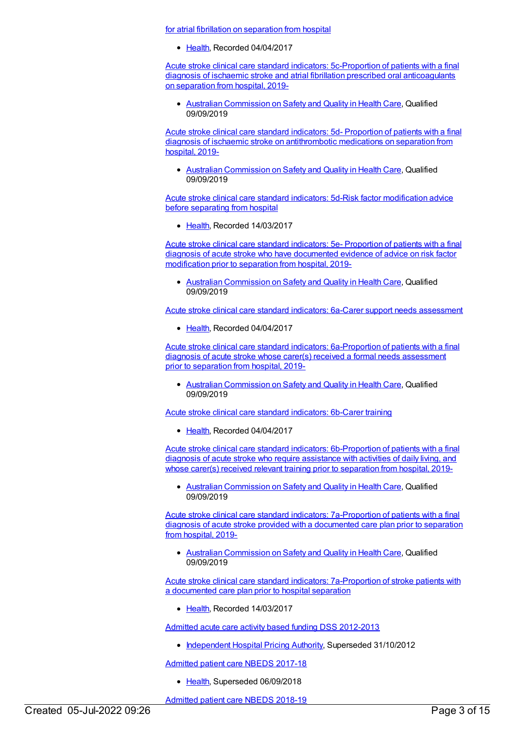for atrial fibrillation on separation from hospital

- Health, Recorded 04/04/2017

Acute stroke clinical care standard indicators: 5c-Proportion of patients with a final diagnosis of ischaemic stroke and atrial fibrillation prescribed oral anticoagulants on separation from hospital, 2019-

- Australian Commission on Safety and Quality in Health Care, Qualified 09/09/2019

Acute stroke clinical care standard indicators: 5d- Proportion of patients with a final diagnosis of ischaemic stroke on antithrombotic medications on separation from hospital, 2019-

- Australian Commission on Safety and Quality in Health Care, Qualified 09/09/2019

Acute stroke clinical care standard indicators: 5d-Risk factor modification advice before separating from hospital

- Health, Recorded 14/03/2017

Acute stroke clinical care standard indicators: 5e- Proportion of patients with a final diagnosis of acute stroke who have documented evidence of advice on risk factor modification prior to separation from hospital, 2019-

- Australian Commission on Safety and Quality in Health Care, Qualified 09/09/2019

Acute stroke clinical care standard indicators: 6a-Carer support needs assessment

- Health, Recorded 04/04/2017

Acute stroke clinical care standard indicators: 6a-Proportion of patients with a final diagnosis of acute stroke whose carer(s) received a formal needs assessment prior to separation from hospital, 2019-

- Australian Commission on Safety and Quality in Health Care, Qualified 09/09/2019

Acute stroke clinical care standard indicators: 6b-Carer training

- Health, Recorded 04/04/2017

Acute stroke clinical care standard indicators: 6b-Proportion of patients with a final diagnosis of acute stroke who require assistance with activities of daily living, and whose carer(s) received relevant training prior to separation from hospital, 2019-

- Australian Commission on Safety and Quality in Health Care, Qualified 09/09/2019

Acute stroke clinical care standard indicators: 7a-Proportion of patients with a final diagnosis of acute stroke provided with a documented care plan prior to separation from hospital, 2019-

- Australian Commission on Safety and Quality in Health Care, Qualified 09/09/2019

Acute stroke clinical care standard indicators: 7a-Proportion of stroke patients with a documented care plan prior to hospital separation

- Health, Recorded 14/03/2017

Admitted acute care activity based funding DSS 2012-2013

- Independent Hospital Pricing Authority, Superseded 31/10/2012

Admitted patient care NBEDS 2017-18

- Health, Superseded 06/09/2018

Admitted patient care NBEDS 2018-19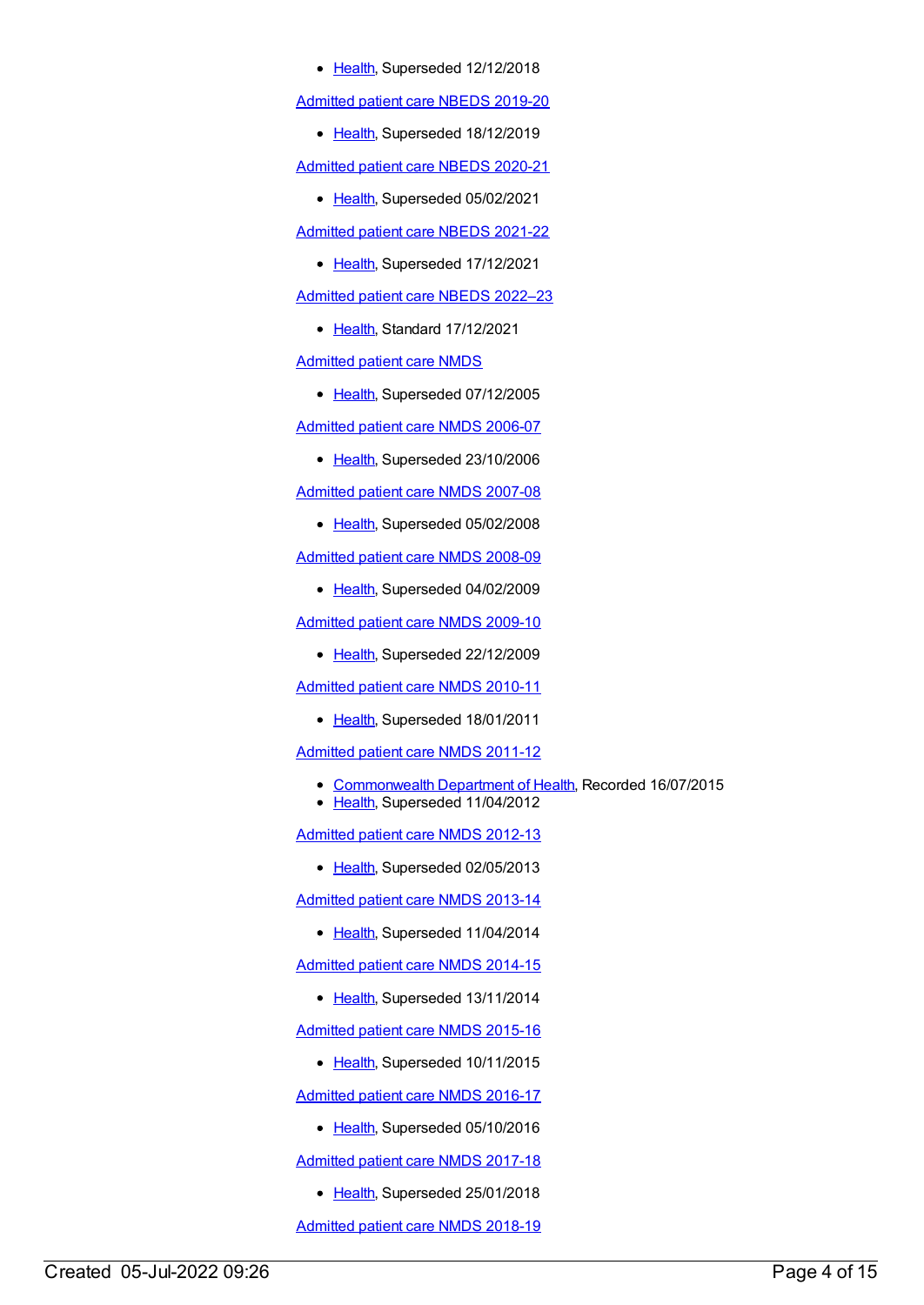- Health, Superseded 12/12/2018

Admitted patient care NBEDS 2019-20

- Health, Superseded 18/12/2019

Admitted patient care NBEDS 2020-21

- Health, Superseded 05/02/2021

Admitted patient care NBEDS 2021-22

- Health, Superseded 17/12/2021

Admitted patient care NBEDS 2022–23

- Health, Standard 17/12/2021

Admitted patient care NMDS

- Health, Superseded 07/12/2005

Admitted patient care NMDS 2006-07

- Health, Superseded 23/10/2006

Admitted patient care NMDS 2007-08

- Health, Superseded 05/02/2008

Admitted patient care NMDS 2008-09

- Health, Superseded 04/02/2009

Admitted patient care NMDS 2009-10

- Health, Superseded 22/12/2009

Admitted patient care NMDS 2010-11

- Health, Superseded 18/01/2011

Admitted patient care NMDS 2011-12

- Commonwealth Department of Health, Recorded 16/07/2015
- Health, Superseded 11/04/2012

Admitted patient care NMDS 2012-13

- Health, Superseded 02/05/2013

Admitted patient care NMDS 2013-14

- Health, Superseded 11/04/2014

Admitted patient care NMDS 2014-15

- Health, Superseded 13/11/2014

Admitted patient care NMDS 2015-16

- Health, Superseded 10/11/2015

Admitted patient care NMDS 2016-17

- Health, Superseded 05/10/2016

Admitted patient care NMDS 2017-18

- Health, Superseded 25/01/2018

Admitted patient care NMDS 2018-19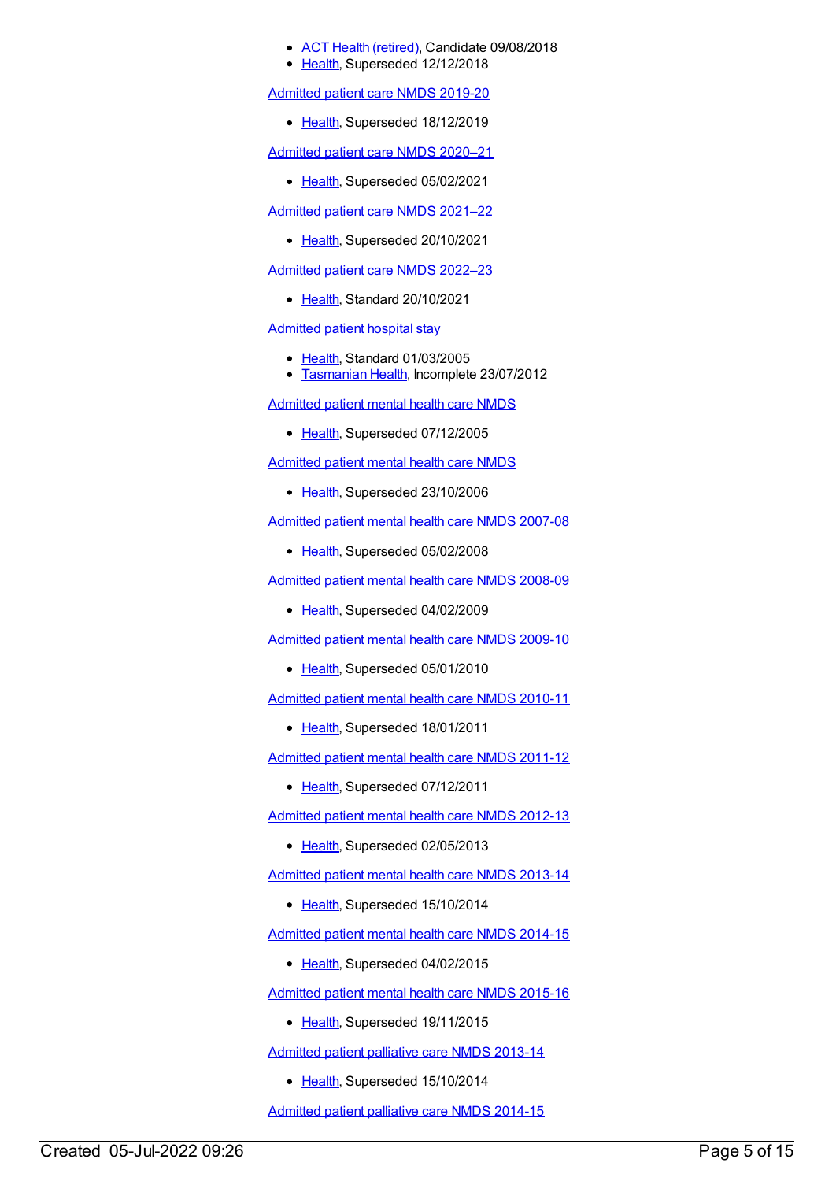- ACT Health (retired), Candidate 09/08/2018
- Health, Superseded 12/12/2018

Admitted patient care NMDS 2019-20

- Health, Superseded 18/12/2019

Admitted patient care NMDS 2020–21

- Health, Superseded 05/02/2021

Admitted patient care NMDS 2021–22

- Health, Superseded 20/10/2021

Admitted patient care NMDS 2022–23

- Health, Standard 20/10/2021

Admitted patient hospital stay

- Health, Standard 01/03/2005
- Tasmanian Health, Incomplete 23/07/2012

Admitted patient mental health care NMDS

- Health, Superseded 07/12/2005

Admitted patient mental health care NMDS

- Health, Superseded 23/10/2006

Admitted patient mental health care NMDS 2007-08

- Health, Superseded 05/02/2008

Admitted patient mental health care NMDS 2008-09

- Health, Superseded 04/02/2009

Admitted patient mental health care NMDS 2009-10

- Health, Superseded 05/01/2010

Admitted patient mental health care NMDS 2010-11

- Health, Superseded 18/01/2011

Admitted patient mental health care NMDS 2011-12

- Health, Superseded 07/12/2011

Admitted patient mental health care NMDS 2012-13

- Health, Superseded 02/05/2013

Admitted patient mental health care NMDS 2013-14

- Health, Superseded 15/10/2014

Admitted patient mental health care NMDS 2014-15

- Health, Superseded 04/02/2015

Admitted patient mental health care NMDS 2015-16

- Health, Superseded 19/11/2015

Admitted patient palliative care NMDS 2013-14

- Health, Superseded 15/10/2014

Admitted patient palliative care NMDS 2014-15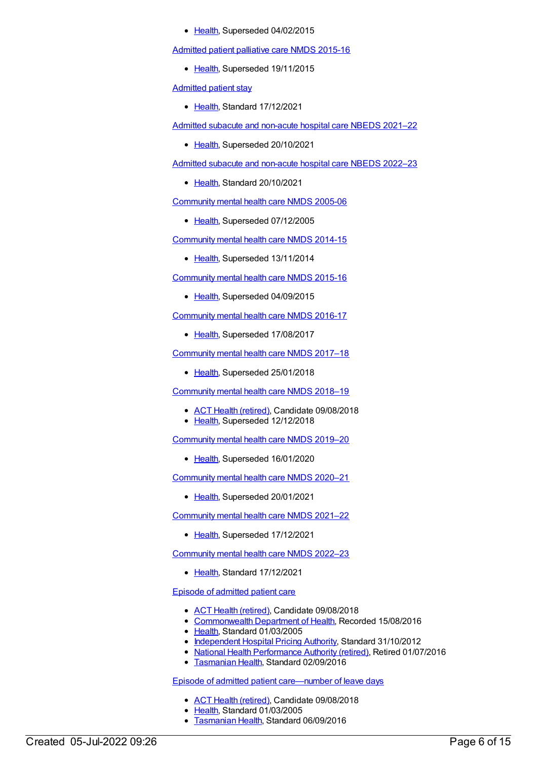- Health, Superseded 04/02/2015

Admitted patient palliative care NMDS 2015-16

- Health, Superseded 19/11/2015

Admitted patient stay

- Health, Standard 17/12/2021

Admitted subacute and non-acute hospital care NBEDS 2021–22

- Health, Superseded 20/10/2021

Admitted subacute and non-acute hospital care NBEDS 2022–23

- Health, Standard 20/10/2021

Community mental health care NMDS 2005-06

- Health, Superseded 07/12/2005

Community mental health care NMDS 2014-15

- Health, Superseded 13/11/2014

Community mental health care NMDS 2015-16

- Health, Superseded 04/09/2015

Community mental health care NMDS 2016-17

- Health, Superseded 17/08/2017

Community mental health care NMDS 2017–18

- Health, Superseded 25/01/2018

Community mental health care NMDS 2018–19

- ACT Health (retired), Candidate 09/08/2018
- Health, Superseded 12/12/2018

Community mental health care NMDS 2019–20

- Health, Superseded 16/01/2020

Community mental health care NMDS 2020–21

- Health, Superseded 20/01/2021

Community mental health care NMDS 2021–22

- Health, Superseded 17/12/2021

Community mental health care NMDS 2022–23

- Health, Standard 17/12/2021

Episode of admitted patient care

- ACT Health (retired), Candidate 09/08/2018
- Commonwealth Department of Health, Recorded 15/08/2016
- Health, Standard 01/03/2005
- Independent Hospital Pricing Authority, Standard 31/10/2012
- National Health Performance Authority (retired), Retired 01/07/2016
- Tasmanian Health, Standard 02/09/2016

Episode of admitted patient care—number of leave days

- ACT Health (retired), Candidate 09/08/2018
- Health, Standard 01/03/2005
- Tasmanian Health, Standard 06/09/2016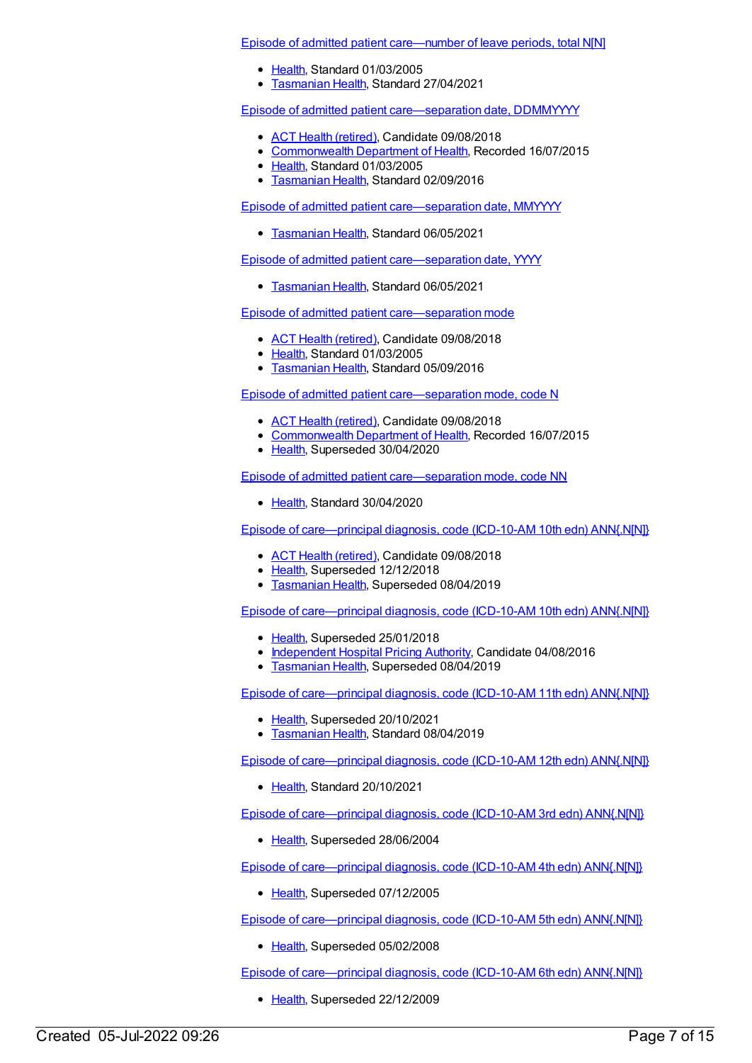Episode of admitted patient care—number of leave periods, total N[N]

- Health, Standard 01/03/2005
- Tasmanian Health, Standard 27/04/2021

Episode of admitted patient care—separation date, DDMMYYYY

- ACT Health (retired), Candidate 09/08/2018
- Commonwealth Department of Health, Recorded 16/07/2015
- Health, Standard 01/03/2005
- Tasmanian Health, Standard 02/09/2016

Episode of admitted patient care—separation date, MMYYYY

- Tasmanian Health, Standard 06/05/2021

Episode of admitted patient care—separation date, YYYY

- Tasmanian Health, Standard 06/05/2021

Episode of admitted patient care—separation mode

- ACT Health (retired), Candidate 09/08/2018
- Health, Standard 01/03/2005
- Tasmanian Health, Standard 05/09/2016

Episode of admitted patient care—separation mode, code N

- ACT Health (retired), Candidate 09/08/2018
- Commonwealth Department of Health, Recorded 16/07/2015
- Health, Superseded 30/04/2020

Episode of admitted patient care—separation mode, code NN

- Health, Standard 30/04/2020

Episode of care—principal diagnosis, code (ICD-10-AM 10th edn) ANN{.N[N]}

- ACT Health (retired), Candidate 09/08/2018
- Health, Superseded 12/12/2018
- Tasmanian Health, Superseded 08/04/2019

Episode of care—principal diagnosis, code (ICD-10-AM 10th edn) ANN{.N[N]}

- Health, Superseded 25/01/2018
- Independent Hospital Pricing Authority, Candidate 04/08/2016
- Tasmanian Health, Superseded 08/04/2019

Episode of care—principal diagnosis, code (ICD-10-AM 11th edn) ANN{.N[N]}

- Health, Superseded 20/10/2021
- Tasmanian Health, Standard 08/04/2019

Episode of care—principal diagnosis, code (ICD-10-AM 12th edn) ANN{.N[N]}

- Health, Standard 20/10/2021

Episode of care—principal diagnosis, code (ICD-10-AM 3rd edn) ANN{.N[N]}

- Health, Superseded 28/06/2004

Episode of care—principal diagnosis, code (ICD-10-AM 4th edn) ANN{.N[N]}

- Health, Superseded 07/12/2005

Episode of care—principal diagnosis, code (ICD-10-AM 5th edn) ANN{.N[N]}

- Health, Superseded 05/02/2008

Episode of care—principal diagnosis, code (ICD-10-AM 6th edn) ANN{.N[N]}

- Health, Superseded 22/12/2009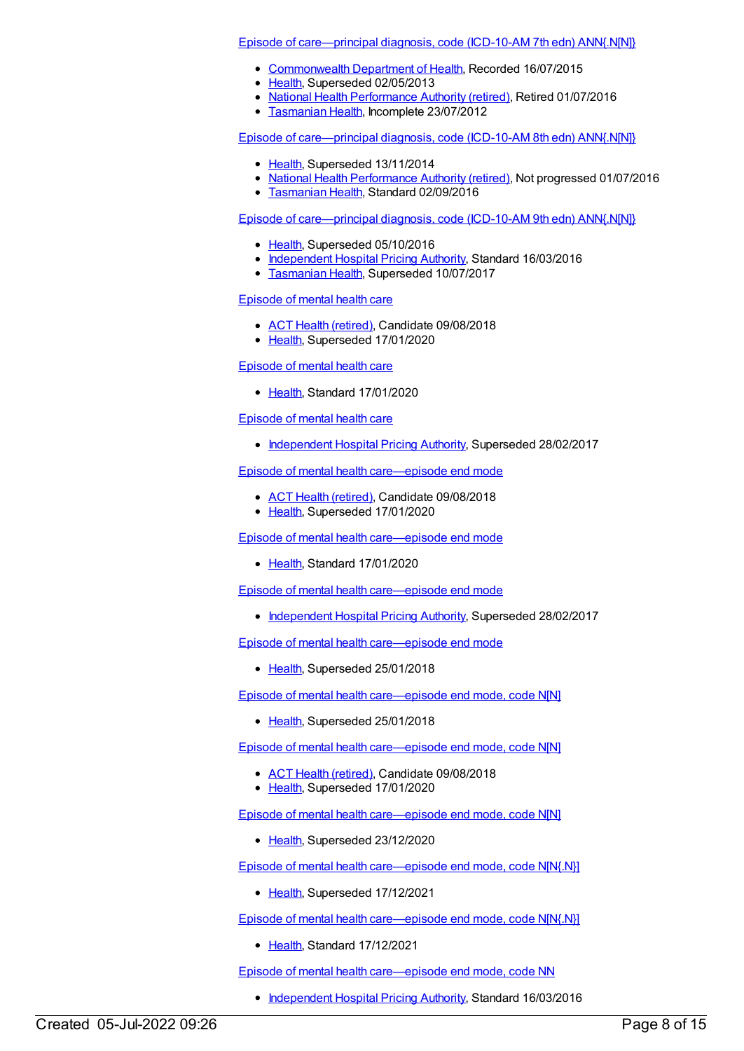Episode of care—principal diagnosis, code (ICD-10-AM 7th edn) ANN{.N[N]}

- Commonwealth Department of Health, Recorded 16/07/2015
- Health, Superseded 02/05/2013
- National Health Performance Authority (retired), Retired 01/07/2016
- Tasmanian Health, Incomplete 23/07/2012

Episode of care—principal diagnosis, code (ICD-10-AM 8th edn) ANN{.N[N]}

- Health, Superseded 13/11/2014
- National Health Performance Authority (retired), Not progressed 01/07/2016
- Tasmanian Health, Standard 02/09/2016

Episode of care—principal diagnosis, code (ICD-10-AM 9th edn) ANN{.N[N]}

- Health, Superseded 05/10/2016
- Independent Hospital Pricing Authority, Standard 16/03/2016
- Tasmanian Health, Superseded 10/07/2017

Episode of mental health care

- ACT Health (retired), Candidate 09/08/2018
- Health, Superseded 17/01/2020

Episode of mental health care

- Health, Standard 17/01/2020

Episode of mental health care

- Independent Hospital Pricing Authority, Superseded 28/02/2017

Episode of mental health care—episode end mode

- ACT Health (retired), Candidate 09/08/2018
- Health, Superseded 17/01/2020

Episode of mental health care—episode end mode

- Health, Standard 17/01/2020

Episode of mental health care—episode end mode

- Independent Hospital Pricing Authority, Superseded 28/02/2017

Episode of mental health care—episode end mode

- Health, Superseded 25/01/2018

Episode of mental health care—episode end mode, code N[N]

- Health, Superseded 25/01/2018

Episode of mental health care—episode end mode, code N[N]

- ACT Health (retired), Candidate 09/08/2018
- Health, Superseded 17/01/2020

Episode of mental health care—episode end mode, code N[N]

- Health, Superseded 23/12/2020

Episode of mental health care—episode end mode, code N[N{.N}]

- Health, Superseded 17/12/2021

Episode of mental health care—episode end mode, code N[N{.N}]

- Health, Standard 17/12/2021

Episode of mental health care—episode end mode, code NN

- Independent Hospital Pricing Authority, Standard 16/03/2016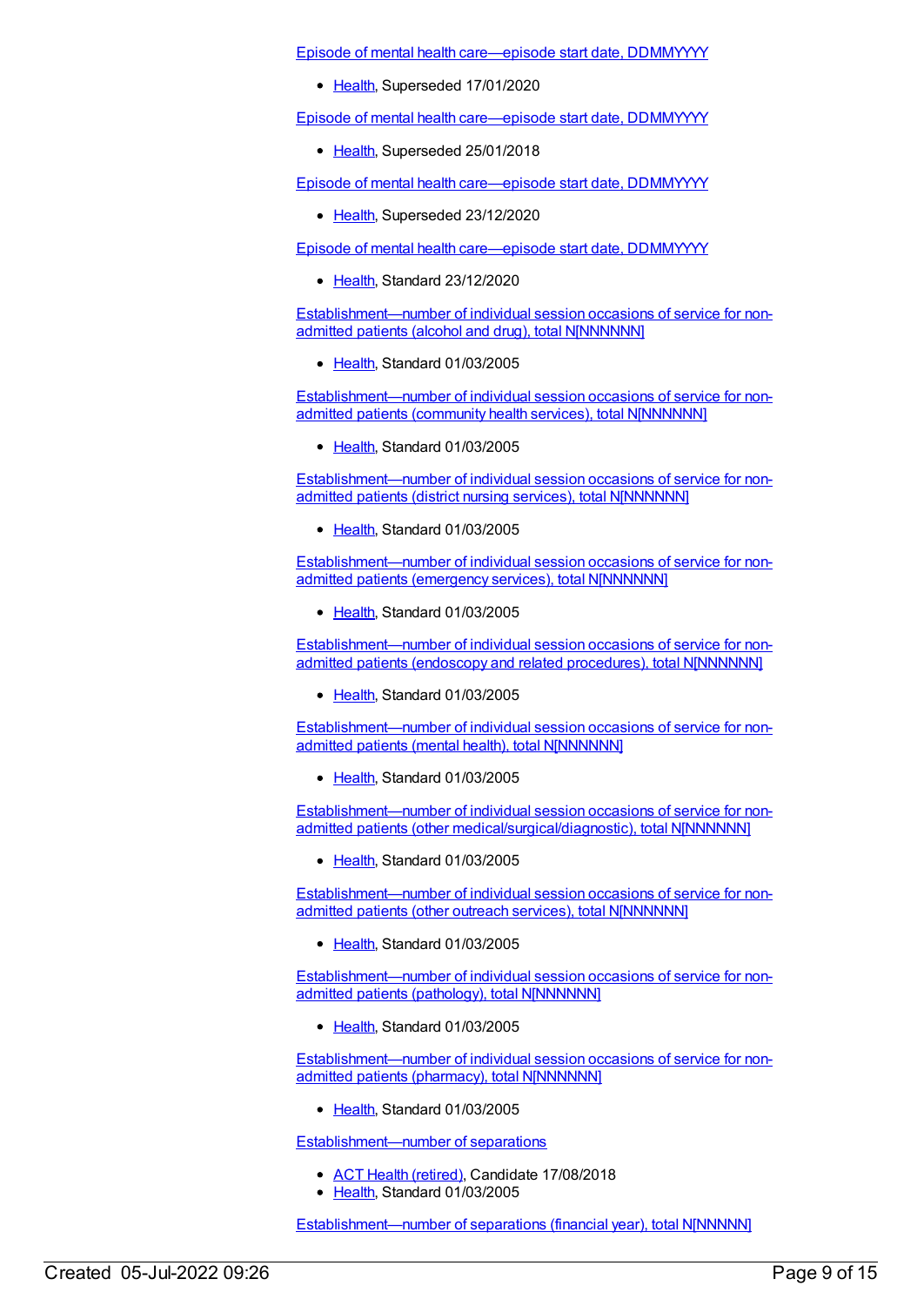Episode of mental health care—episode start date, DDMMYYYY

- Health, Superseded 17/01/2020

Episode of mental health care—episode start date, DDMMYYYY

- Health, Superseded 25/01/2018

Episode of mental health care—episode start date, DDMMYYYY

- Health, Superseded 23/12/2020

Episode of mental health care—episode start date, DDMMYYYY

- Health, Standard 23/12/2020

Establishment—number of individual session occasions of service for non-admitted patients (alcohol and drug), total N[NNNNNN]

- Health, Standard 01/03/2005

Establishment—number of individual session occasions of service for non-admitted patients (community health services), total N[NNNNNN]

- Health, Standard 01/03/2005

Establishment—number of individual session occasions of service for non-admitted patients (district nursing services), total N[NNNNNN]

- Health, Standard 01/03/2005

Establishment—number of individual session occasions of service for non-admitted patients (emergency services), total N[NNNNNN]

- Health, Standard 01/03/2005

Establishment—number of individual session occasions of service for non-admitted patients (endoscopy and related procedures), total N[NNNNNN]

- Health, Standard 01/03/2005

Establishment—number of individual session occasions of service for non-admitted patients (mental health), total N[NNNNNN]

- Health, Standard 01/03/2005

Establishment—number of individual session occasions of service for non-admitted patients (other medical/surgical/diagnostic), total N[NNNNNN]

- Health, Standard 01/03/2005

Establishment—number of individual session occasions of service for non-admitted patients (other outreach services), total N[NNNNNN]

- Health, Standard 01/03/2005

Establishment—number of individual session occasions of service for non-admitted patients (pathology), total N[NNNNNN]

- Health, Standard 01/03/2005

Establishment—number of individual session occasions of service for non-admitted patients (pharmacy), total N[NNNNNN]

- Health, Standard 01/03/2005

Establishment—number of separations

- ACT Health (retired), Candidate 17/08/2018
- Health, Standard 01/03/2005

Establishment—number of separations (financial year), total N[NNNNN]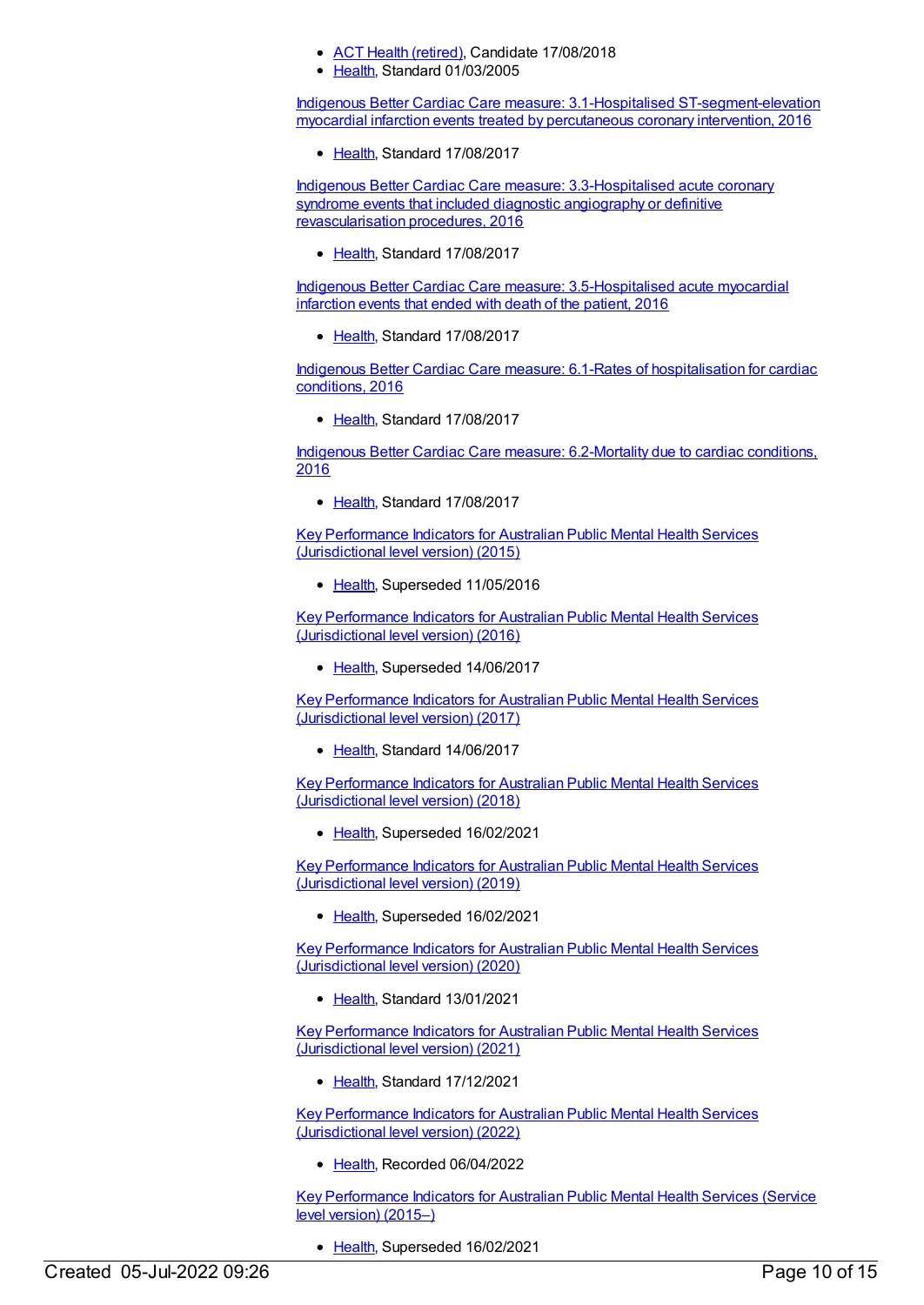- ACT Health (retired), Candidate 17/08/2018
- Health, Standard 01/03/2005

Indigenous Better Cardiac Care measure: 3.1-Hospitalised ST-segment-elevation myocardial infarction events treated by percutaneous coronary intervention, 2016

- Health, Standard 17/08/2017

Indigenous Better Cardiac Care measure: 3.3-Hospitalised acute coronary syndrome events that included diagnostic angiography or definitive revascularisation procedures, 2016

- Health, Standard 17/08/2017

Indigenous Better Cardiac Care measure: 3.5-Hospitalised acute myocardial infarction events that ended with death of the patient, 2016

- Health, Standard 17/08/2017

Indigenous Better Cardiac Care measure: 6.1-Rates of hospitalisation for cardiac conditions, 2016

- Health, Standard 17/08/2017

Indigenous Better Cardiac Care measure: 6.2-Mortality due to cardiac conditions, 2016

- Health, Standard 17/08/2017

Key Performance Indicators for Australian Public Mental Health Services (Jurisdictional level version) (2015)

- Health, Superseded 11/05/2016

Key Performance Indicators for Australian Public Mental Health Services (Jurisdictional level version) (2016)

- Health, Superseded 14/06/2017

Key Performance Indicators for Australian Public Mental Health Services (Jurisdictional level version) (2017)

- Health, Standard 14/06/2017

Key Performance Indicators for Australian Public Mental Health Services (Jurisdictional level version) (2018)

- Health, Superseded 16/02/2021

Key Performance Indicators for Australian Public Mental Health Services (Jurisdictional level version) (2019)

- Health, Superseded 16/02/2021

Key Performance Indicators for Australian Public Mental Health Services (Jurisdictional level version) (2020)

- Health, Standard 13/01/2021

Key Performance Indicators for Australian Public Mental Health Services (Jurisdictional level version) (2021)

- Health, Standard 17/12/2021

Key Performance Indicators for Australian Public Mental Health Services (Jurisdictional level version) (2022)

- Health, Recorded 06/04/2022

Key Performance Indicators for Australian Public Mental Health Services (Service level version) (2015–)

- Health, Superseded 16/02/2021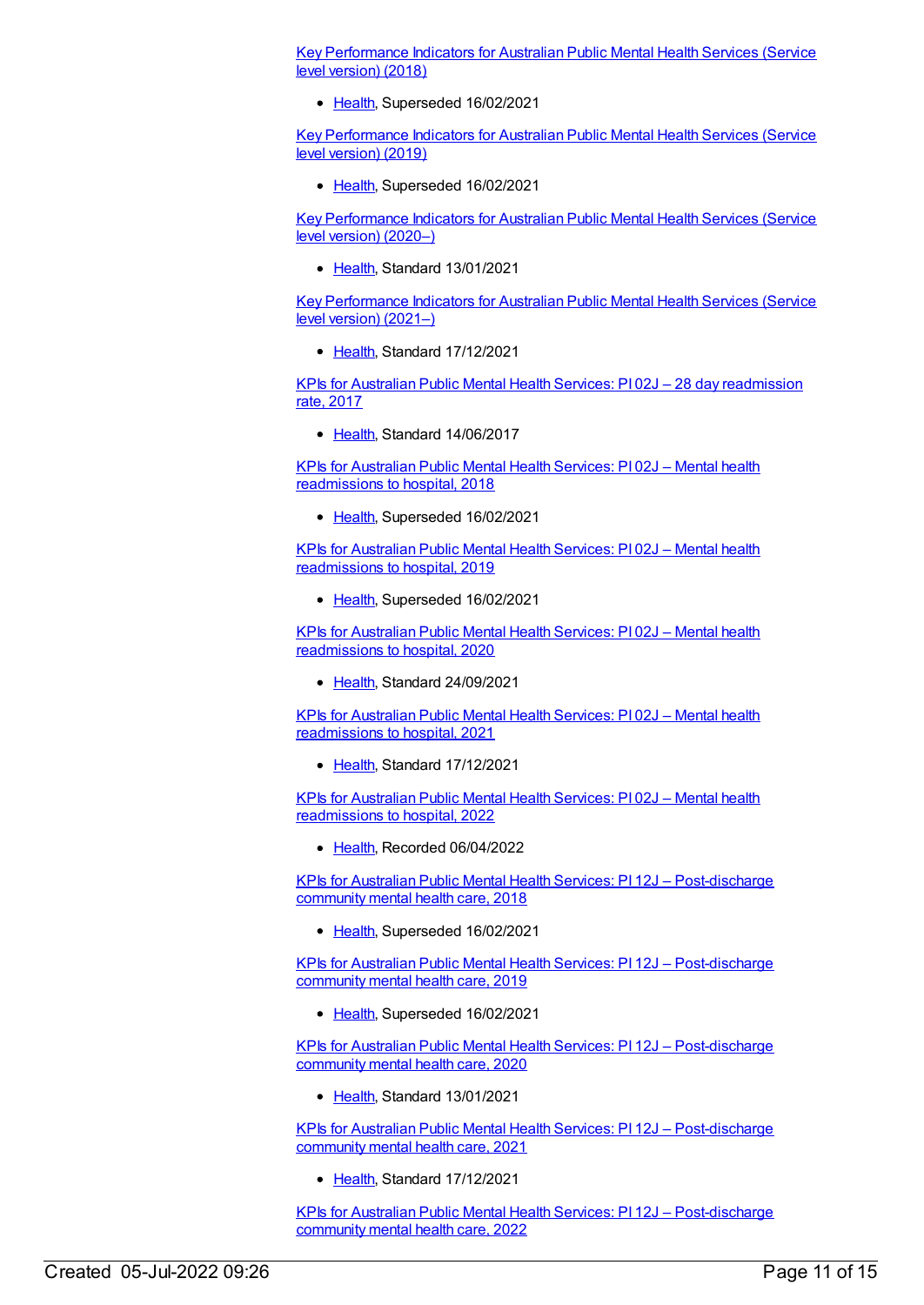[Key Performance Indicators for Australian Public Mental Health Services (Service level version) (2018)](#)

- [Health](#), Superseded 16/02/2021

[Key Performance Indicators for Australian Public Mental Health Services (Service level version) (2019)](#)

- [Health](#), Superseded 16/02/2021

[Key Performance Indicators for Australian Public Mental Health Services (Service level version) (2020–)](#)

- [Health](#), Standard 13/01/2021

[Key Performance Indicators for Australian Public Mental Health Services (Service level version) (2021–)](#)

- [Health](#), Standard 17/12/2021

[KPIs for Australian Public Mental Health Services: PI 02J – 28 day readmission rate, 2017](#)

- [Health](#), Standard 14/06/2017

[KPIs for Australian Public Mental Health Services: PI 02J – Mental health readmissions to hospital, 2018](#)

- [Health](#), Superseded 16/02/2021

[KPIs for Australian Public Mental Health Services: PI 02J – Mental health readmissions to hospital, 2019](#)

- [Health](#), Superseded 16/02/2021

[KPIs for Australian Public Mental Health Services: PI 02J – Mental health readmissions to hospital, 2020](#)

- [Health](#), Standard 24/09/2021

[KPIs for Australian Public Mental Health Services: PI 02J – Mental health readmissions to hospital, 2021](#)

- [Health](#), Standard 17/12/2021

[KPIs for Australian Public Mental Health Services: PI 02J – Mental health readmissions to hospital, 2022](#)

- [Health](#), Recorded 06/04/2022

[KPIs for Australian Public Mental Health Services: PI 12J – Post-discharge community mental health care, 2018](#)

- [Health](#), Superseded 16/02/2021

[KPIs for Australian Public Mental Health Services: PI 12J – Post-discharge community mental health care, 2019](#)

- [Health](#), Superseded 16/02/2021

[KPIs for Australian Public Mental Health Services: PI 12J – Post-discharge community mental health care, 2020](#)

- [Health](#), Standard 13/01/2021

[KPIs for Australian Public Mental Health Services: PI 12J – Post-discharge community mental health care, 2021](#)

- [Health](#), Standard 17/12/2021

[KPIs for Australian Public Mental Health Services: PI 12J – Post-discharge community mental health care, 2022](#)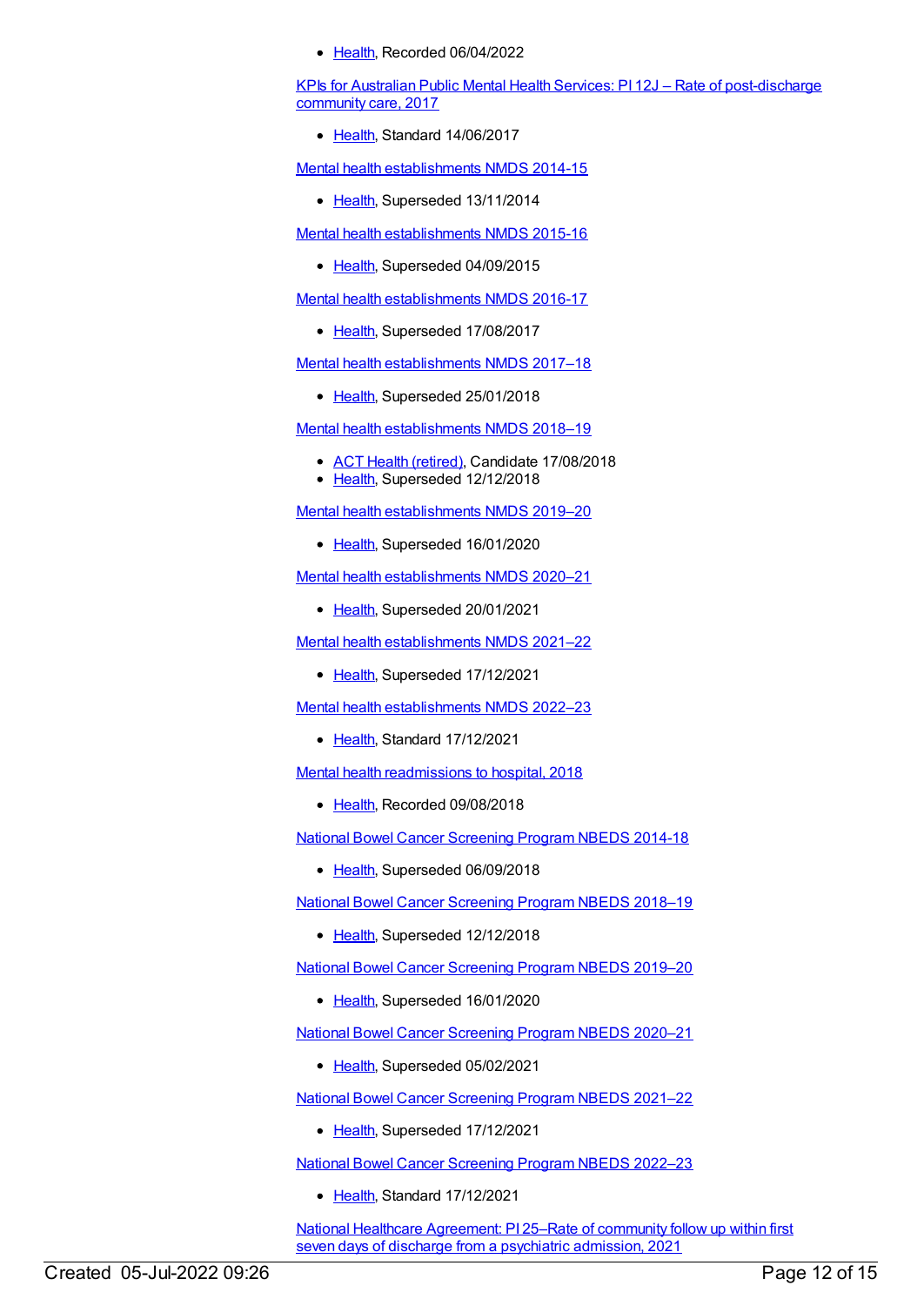- Health, Recorded 06/04/2022

KPIs for Australian Public Mental Health Services: PI 12J – Rate of post-discharge community care, 2017

- Health, Standard 14/06/2017

Mental health establishments NMDS 2014-15

- Health, Superseded 13/11/2014

Mental health establishments NMDS 2015-16

- Health, Superseded 04/09/2015

Mental health establishments NMDS 2016-17

- Health, Superseded 17/08/2017

Mental health establishments NMDS 2017–18

- Health, Superseded 25/01/2018

Mental health establishments NMDS 2018–19

- ACT Health (retired), Candidate 17/08/2018
- Health, Superseded 12/12/2018

Mental health establishments NMDS 2019–20

- Health, Superseded 16/01/2020

Mental health establishments NMDS 2020–21

- Health, Superseded 20/01/2021

Mental health establishments NMDS 2021–22

- Health, Superseded 17/12/2021

Mental health establishments NMDS 2022–23

- Health, Standard 17/12/2021

Mental health readmissions to hospital, 2018

- Health, Recorded 09/08/2018

National Bowel Cancer Screening Program NBEDS 2014-18

- Health, Superseded 06/09/2018

National Bowel Cancer Screening Program NBEDS 2018–19

- Health, Superseded 12/12/2018

National Bowel Cancer Screening Program NBEDS 2019–20

- Health, Superseded 16/01/2020

National Bowel Cancer Screening Program NBEDS 2020–21

- Health, Superseded 05/02/2021

National Bowel Cancer Screening Program NBEDS 2021–22

- Health, Superseded 17/12/2021

National Bowel Cancer Screening Program NBEDS 2022–23

- Health, Standard 17/12/2021

National Healthcare Agreement: PI 25–Rate of community follow up within first seven days of discharge from a psychiatric admission, 2021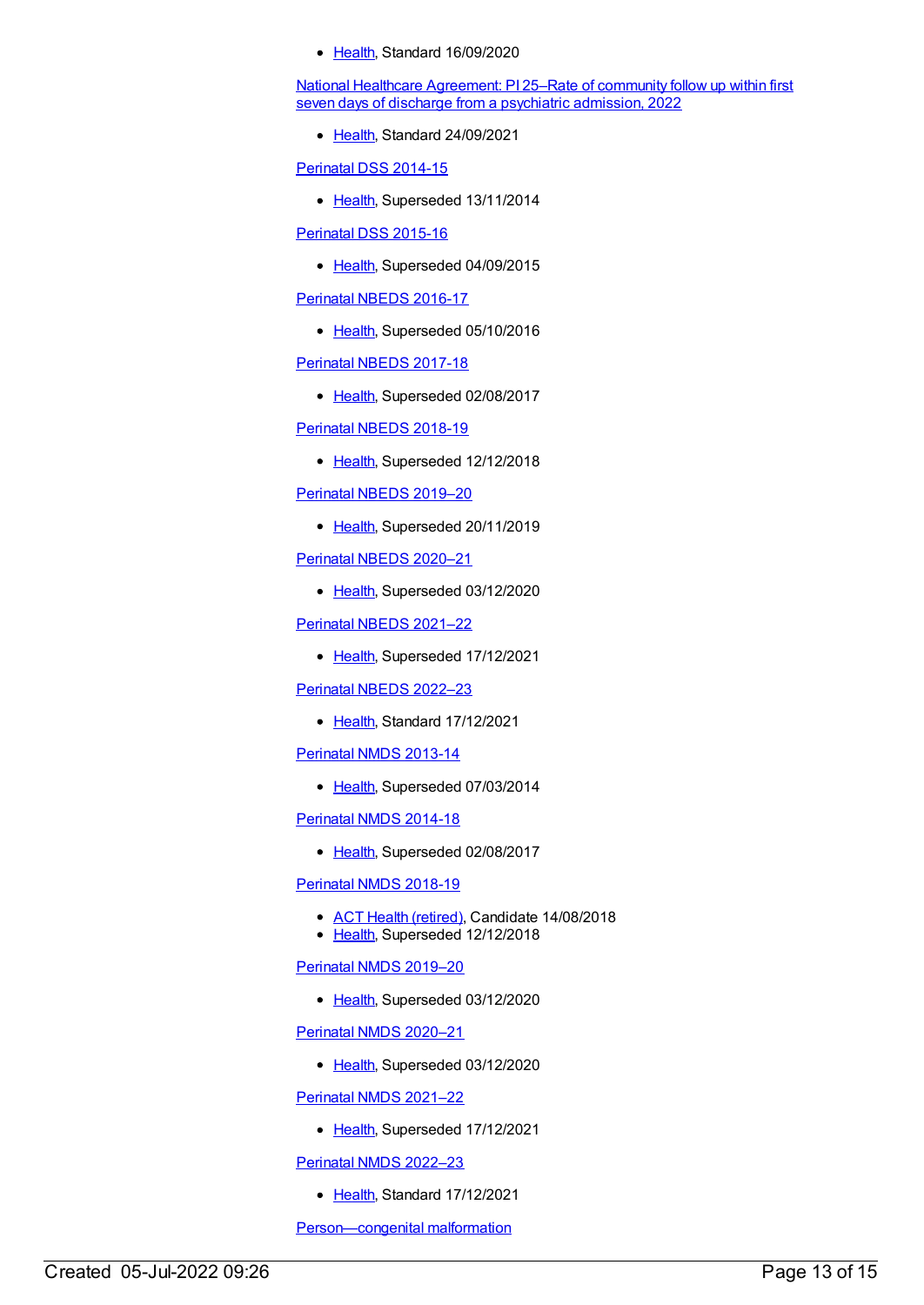- Health, Standard 16/09/2020

National Healthcare Agreement: PI 25–Rate of community follow up within first seven days of discharge from a psychiatric admission, 2022

- Health, Standard 24/09/2021

Perinatal DSS 2014-15

- Health, Superseded 13/11/2014

Perinatal DSS 2015-16

- Health, Superseded 04/09/2015

Perinatal NBEDS 2016-17

- Health, Superseded 05/10/2016

Perinatal NBEDS 2017-18

- Health, Superseded 02/08/2017

Perinatal NBEDS 2018-19

- Health, Superseded 12/12/2018

Perinatal NBEDS 2019–20

- Health, Superseded 20/11/2019

Perinatal NBEDS 2020–21

- Health, Superseded 03/12/2020

Perinatal NBEDS 2021–22

- Health, Superseded 17/12/2021

Perinatal NBEDS 2022–23

- Health, Standard 17/12/2021

Perinatal NMDS 2013-14

- Health, Superseded 07/03/2014

Perinatal NMDS 2014-18

- Health, Superseded 02/08/2017

Perinatal NMDS 2018-19

- ACT Health (retired), Candidate 14/08/2018
- Health, Superseded 12/12/2018

Perinatal NMDS 2019–20

- Health, Superseded 03/12/2020

Perinatal NMDS 2020–21

- Health, Superseded 03/12/2020

Perinatal NMDS 2021–22

- Health, Superseded 17/12/2021

Perinatal NMDS 2022–23

- Health, Standard 17/12/2021

Person—congenital malformation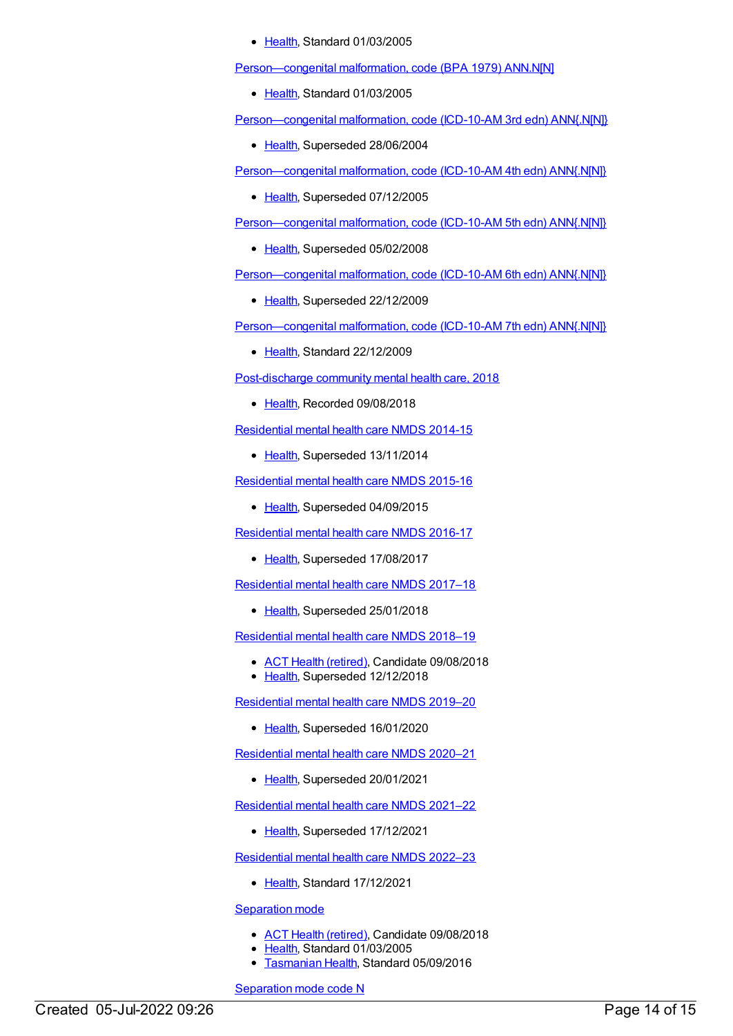- Health, Standard 01/03/2005

Person—congenital malformation, code (BPA 1979) ANN.N[N]

- Health, Standard 01/03/2005

Person—congenital malformation, code (ICD-10-AM 3rd edn) ANN{.N[N]}

- Health, Superseded 28/06/2004

Person—congenital malformation, code (ICD-10-AM 4th edn) ANN{.N[N]}

- Health, Superseded 07/12/2005

Person—congenital malformation, code (ICD-10-AM 5th edn) ANN{.N[N]}

- Health, Superseded 05/02/2008

Person—congenital malformation, code (ICD-10-AM 6th edn) ANN{.N[N]}

- Health, Superseded 22/12/2009

Person—congenital malformation, code (ICD-10-AM 7th edn) ANN{.N[N]}

- Health, Standard 22/12/2009

Post-discharge community mental health care, 2018

- Health, Recorded 09/08/2018

Residential mental health care NMDS 2014-15

- Health, Superseded 13/11/2014

Residential mental health care NMDS 2015-16

- Health, Superseded 04/09/2015

Residential mental health care NMDS 2016-17

- Health, Superseded 17/08/2017

Residential mental health care NMDS 2017–18

- Health, Superseded 25/01/2018

Residential mental health care NMDS 2018–19

- ACT Health (retired), Candidate 09/08/2018
- Health, Superseded 12/12/2018

Residential mental health care NMDS 2019–20

- Health, Superseded 16/01/2020

Residential mental health care NMDS 2020–21

- Health, Superseded 20/01/2021

Residential mental health care NMDS 2021–22

- Health, Superseded 17/12/2021

Residential mental health care NMDS 2022–23

- Health, Standard 17/12/2021

Separation mode

- ACT Health (retired), Candidate 09/08/2018
- Health, Standard 01/03/2005
- Tasmanian Health, Standard 05/09/2016

Separation mode code N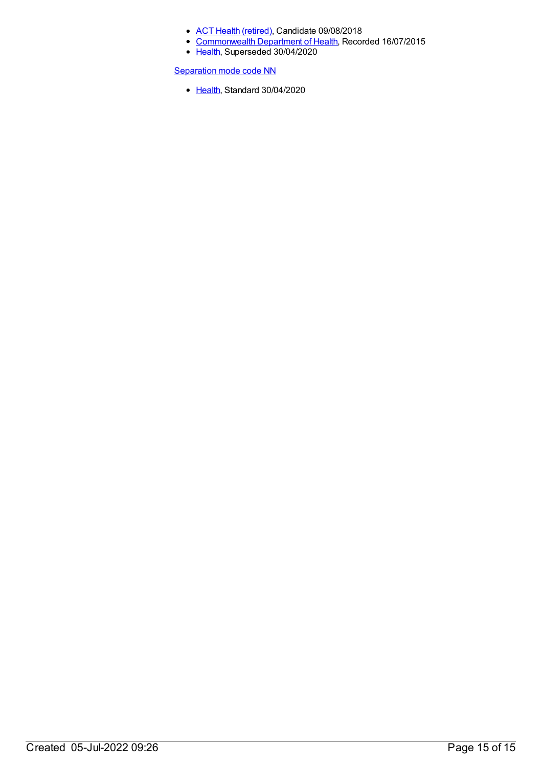- ACT Health (retired), Candidate 09/08/2018
- Commonwealth Department of Health, Recorded 16/07/2015
- Health, Superseded 30/04/2020

Separation mode code NN

- Health, Standard 30/04/2020